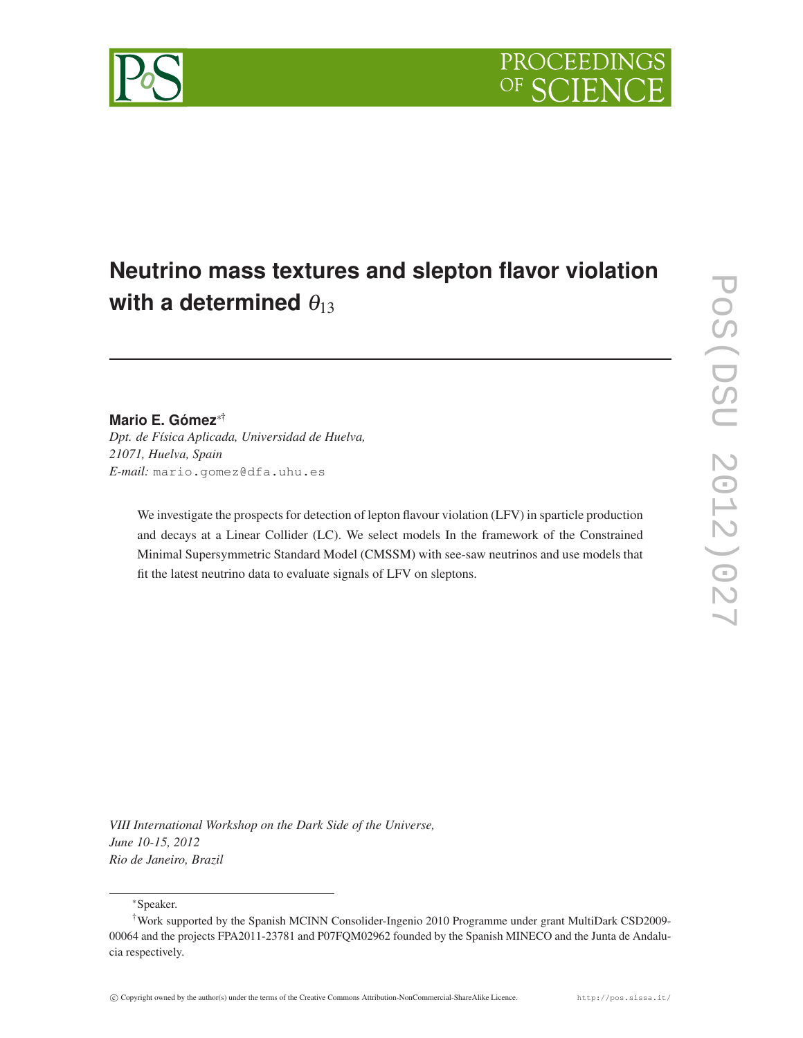# Neutrino mass textures and slepton flavor violation with a determined $\theta_{13}$

**Mario E. Gómez**[*†]

*Dpt. de Física Aplicada, Universidad de Huelva,*
*21071, Huelva, Spain*
*E-mail:* mario.gomez@dfa.uhu.es

We investigate the prospects for detection of lepton flavour violation (LFV) in sparticle production and decays at a Linear Collider (LC). We select models In the framework of the Constrained Minimal Supersymmetric Standard Model (CMSSM) with see-saw neutrinos and use models that fit the latest neutrino data to evaluate signals of LFV on sleptons.

*VIII International Workshop on the Dark Side of the Universe,*
*June 10-15, 2012*
*Rio de Janeiro, Brazil*

---

[*] Speaker.

[†] Work supported by the Spanish MCINN Consolider-Ingenio 2010 Programme under grant MultiDark CSD2009-00064 and the projects FPA2011-23781 and P07FQM02962 founded by the Spanish MINECO and the Junta de Andalucia respectively.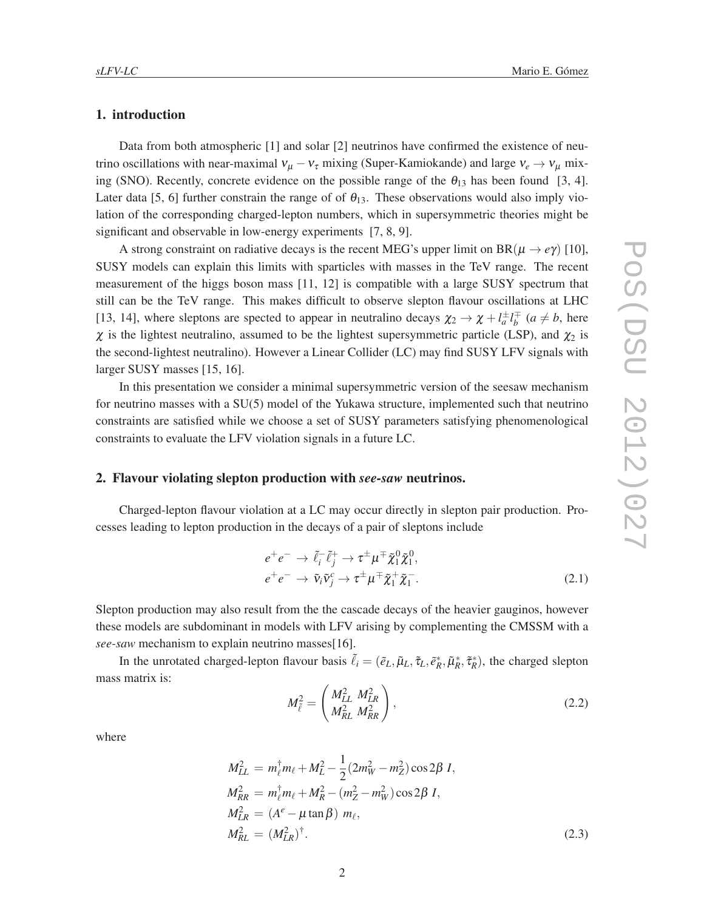## 1. introduction

Data from both atmospheric [1] and solar [2] neutrinos have confirmed the existence of neutrino oscillations with near-maximal $\nu_\mu - \nu_\tau$ mixing (Super-Kamiokande) and large $\nu_e \to \nu_\mu$ mixing (SNO). Recently, concrete evidence on the possible range of the $\theta_{13}$ has been found [3, 4]. Later data [5, 6] further constrain the range of of $\theta_{13}$. These observations would also imply violation of the corresponding charged-lepton numbers, which in supersymmetric theories might be significant and observable in low-energy experiments [7, 8, 9].

A strong constraint on radiative decays is the recent MEG's upper limit on BR($\mu \to e\gamma$) [10], SUSY models can explain this limits with sparticles with masses in the TeV range. The recent measurement of the higgs boson mass [11, 12] is compatible with a large SUSY spectrum that still can be the TeV range. This makes difficult to observe slepton flavour oscillations at LHC [13, 14], where sleptons are spected to appear in neutralino decays $\chi_2 \to \chi + l_a^\pm l_b^\mp$ ($a \neq b$, here $\chi$ is the lightest neutralino, assumed to be the lightest supersymmetric particle (LSP), and $\chi_2$ is the second-lightest neutralino). However a Linear Collider (LC) may find SUSY LFV signals with larger SUSY masses [15, 16].

In this presentation we consider a minimal supersymmetric version of the seesaw mechanism for neutrino masses with a SU(5) model of the Yukawa structure, implemented such that neutrino constraints are satisfied while we choose a set of SUSY parameters satisfying phenomenological constraints to evaluate the LFV violation signals in a future LC.

## 2. Flavour violating slepton production with *see-saw* neutrinos.

Charged-lepton flavour violation at a LC may occur directly in slepton pair production. Processes leading to lepton production in the decays of a pair of sleptons include

$$
\begin{aligned}
e^+e^- &\to \tilde{\ell}_i^- \tilde{\ell}_j^+ \to \tau^\pm \mu^\mp \tilde{\chi}_1^0 \tilde{\chi}_1^0, \\
e^+e^- &\to \tilde{\nu}_i \tilde{\nu}_j^c \to \tau^\pm \mu^\mp \tilde{\chi}_1^+ \tilde{\chi}_1^-.
\end{aligned}
\tag{2.1}
$$

Slepton production may also result from the the cascade decays of the heavier gauginos, however these models are subdominant in models with LFV arising by complementing the CMSSM with a *see-saw* mechanism to explain neutrino masses[16].

In the unrotated charged-lepton flavour basis $\tilde{\ell}_i = (\tilde{e}_L, \tilde{\mu}_L, \tilde{\tau}_L, \tilde{e}_R^*, \tilde{\mu}_R^*, \tilde{\tau}_R^*)$, the charged slepton mass matrix is:

$$
M_{\tilde{\ell}}^2 = \begin{pmatrix} M_{LL}^2 & M_{LR}^2 \\ M_{RL}^2 & M_{RR}^2 \end{pmatrix},
\tag{2.2}
$$

where

$$
\begin{aligned}
M_{LL}^2 &= m_\ell^\dagger m_\ell + M_L^2 - \frac{1}{2}(2m_W^2 - m_Z^2)\cos 2\beta \; I, \\
M_{RR}^2 &= m_\ell^\dagger m_\ell + M_R^2 - (m_Z^2 - m_W^2)\cos 2\beta \; I, \\
M_{LR}^2 &= (A^e - \mu \tan\beta) \; m_\ell, \\
M_{RL}^2 &= (M_{LR}^2)^\dagger.
\end{aligned}
\tag{2.3}
$$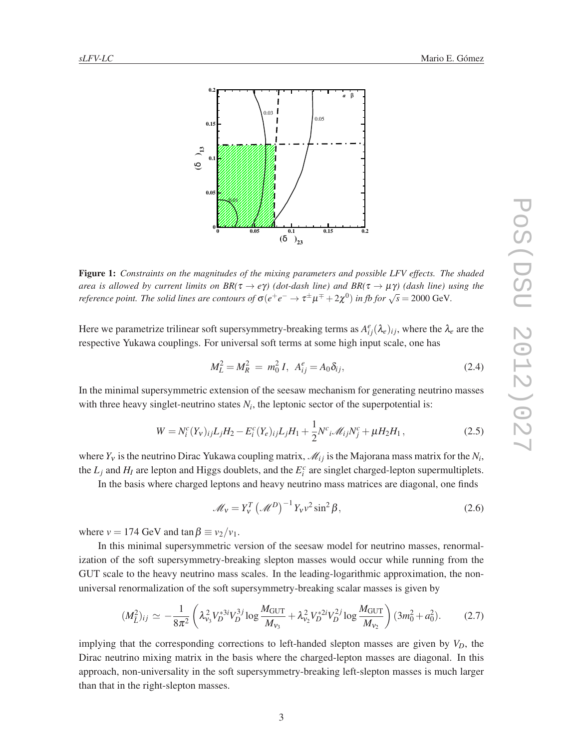**Figure 1:** *Constraints on the magnitudes of the mixing parameters and possible LFV effects. The shaded area is allowed by current limits on BR($\tau \to e\gamma$) (dot-dash line) and BR($\tau \to \mu\gamma$) (dash line) using the reference point. The solid lines are contours of $\sigma(e^+e^- \to \tau^\pm\mu^\mp + 2\chi^0)$ in fb for $\sqrt{s} = 2000$ GeV.*

Here we parametrize trilinear soft supersymmetry-breaking terms as $A^e_{ij}(\lambda_e)_{ij}$, where the $\lambda_e$ are the respective Yukawa couplings. For universal soft terms at some high input scale, one has

$$M_L^2 = M_R^2 = m_0^2 I, \;\; A^e_{ij} = A_0 \delta_{ij}, \tag{2.4}$$

In the minimal supersymmetric extension of the seesaw mechanism for generating neutrino masses with three heavy singlet-neutrino states $N_i$, the leptonic sector of the superpotential is:

$$W = N_i^c (Y_\nu)_{ij} L_j H_2 - E_i^c (Y_e)_{ij} L_j H_1 + \frac{1}{2} N^c{}_i \mathscr{M}_{ij} N_j^c + \mu H_2 H_1 \,, \tag{2.5}$$

where $Y_\nu$ is the neutrino Dirac Yukawa coupling matrix, $\mathscr{M}_{ij}$ is the Majorana mass matrix for the $N_i$, the $L_j$ and $H_I$ are lepton and Higgs doublets, and the $E_i^c$ are singlet charged-lepton supermultiplets.

In the basis where charged leptons and heavy neutrino mass matrices are diagonal, one finds

$$\mathscr{M}_\nu = Y_\nu^T \left(\mathscr{M}^D\right)^{-1} Y_\nu v^2 \sin^2\beta, \tag{2.6}$$

where $v = 174$ GeV and $\tan\beta \equiv v_2/v_1$.

In this minimal supersymmetric version of the seesaw model for neutrino masses, renormalization of the soft supersymmetry-breaking slepton masses would occur while running from the GUT scale to the heavy neutrino mass scales. In the leading-logarithmic approximation, the non-universal renormalization of the soft supersymmetry-breaking scalar masses is given by

$$(M_{\tilde{L}}^2)_{ij} \simeq -\frac{1}{8\pi^2}\left(\lambda_{\nu_3}^2 V_D^{*3i} V_D^{3j} \log\frac{M_{\rm GUT}}{M_{\nu_3}} + \lambda_{\nu_2}^2 V_D^{*2i} V_D^{2j} \log\frac{M_{\rm GUT}}{M_{\nu_2}}\right)(3m_0^2 + a_0^2). \tag{2.7}$$

implying that the corresponding corrections to left-handed slepton masses are given by $V_D$, the Dirac neutrino mixing matrix in the basis where the charged-lepton masses are diagonal. In this approach, non-universality in the soft supersymmetry-breaking left-slepton masses is much larger than that in the right-slepton masses.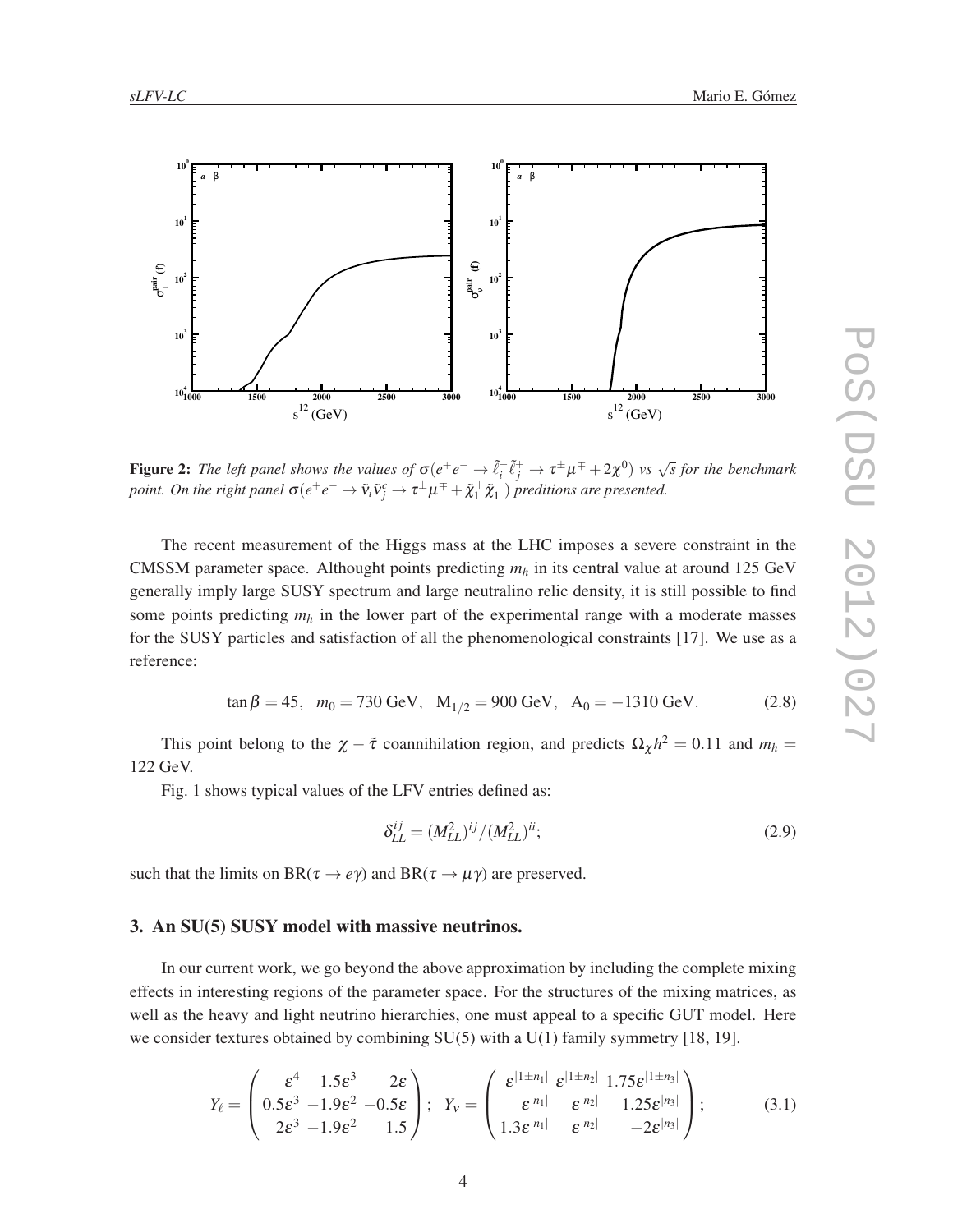**Figure 2:** *The left panel shows the values of $\sigma(e^+e^- \to \tilde{\ell}_i^- \tilde{\ell}_j^+ \to \tau^\pm \mu^\mp + 2\chi^0)$ vs $\sqrt{s}$ for the benchmark point. On the right panel $\sigma(e^+e^- \to \tilde{\nu}_i \tilde{\nu}_j^c \to \tau^\pm \mu^\mp + \tilde{\chi}_1^+ \tilde{\chi}_1^-)$ preditions are presented.*

The recent measurement of the Higgs mass at the LHC imposes a severe constraint in the CMSSM parameter space. Althought points predicting $m_h$ in its central value at around 125 GeV generally imply large SUSY spectrum and large neutralino relic density, it is still possible to find some points predicting $m_h$ in the lower part of the experimental range with a moderate masses for the SUSY particles and satisfaction of all the phenomenological constraints [17]. We use as a reference:

$$\tan\beta = 45, \quad m_0 = 730 \text{ GeV}, \quad \text{M}_{1/2} = 900 \text{ GeV}, \quad \text{A}_0 = -1310 \text{ GeV}. \tag{2.8}$$

This point belong to the $\chi - \tilde{\tau}$ coannihilation region, and predicts $\Omega_\chi h^2 = 0.11$ and $m_h =$ 122 GeV.

Fig. 1 shows typical values of the LFV entries defined as:

$$\delta_{LL}^{ij} = (M_{LL}^2)^{ij}/(M_{LL}^2)^{ii}; \tag{2.9}$$

such that the limits on BR($\tau \to e\gamma$) and BR($\tau \to \mu\gamma$) are preserved.

## 3. An SU(5) SUSY model with massive neutrinos.

In our current work, we go beyond the above approximation by including the complete mixing effects in interesting regions of the parameter space. For the structures of the mixing matrices, as well as the heavy and light neutrino hierarchies, one must appeal to a specific GUT model. Here we consider textures obtained by combining SU(5) with a U(1) family symmetry [18, 19].

$$Y_\ell = \begin{pmatrix} \varepsilon^4 & 1.5\varepsilon^3 & 2\varepsilon \\ 0.5\varepsilon^3 & -1.9\varepsilon^2 & -0.5\varepsilon \\ 2\varepsilon^3 & -1.9\varepsilon^2 & 1.5 \end{pmatrix}; \quad Y_\nu = \begin{pmatrix} \varepsilon^{|1\pm n_1|} & \varepsilon^{|1\pm n_2|} & 1.75\varepsilon^{|1\pm n_3|} \\ \varepsilon^{|n_1|} & \varepsilon^{|n_2|} & 1.25\varepsilon^{|n_3|} \\ 1.3\varepsilon^{|n_1|} & \varepsilon^{|n_2|} & -2\varepsilon^{|n_3|} \end{pmatrix}; \tag{3.1}$$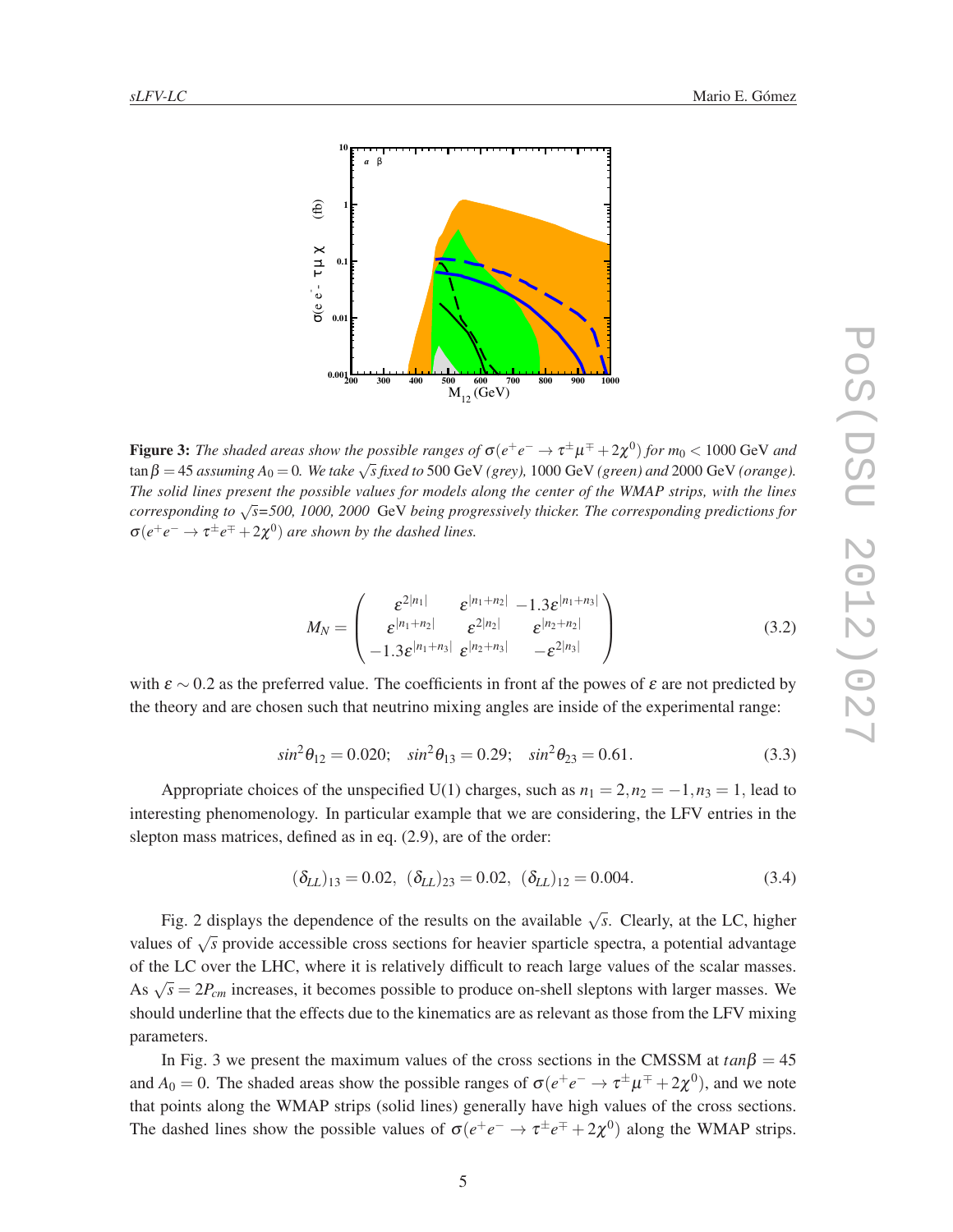**Figure 3:** *The shaded areas show the possible ranges of $\sigma(e^+e^- \to \tau^\pm\mu^\mp + 2\chi^0)$ for $m_0 < 1000$ GeV and $\tan\beta = 45$ assuming $A_0 = 0$. We take $\sqrt{s}$ fixed to* 500 GeV *(grey),* 1000 GeV *(green) and* 2000 GeV *(orange). The solid lines present the possible values for models along the center of the WMAP strips, with the lines corresponding to $\sqrt{s}$=500, 1000, 2000* GeV *being progressively thicker. The corresponding predictions for $\sigma(e^+e^- \to \tau^\pm e^\mp + 2\chi^0)$ are shown by the dashed lines.*

$$M_N = \begin{pmatrix} \varepsilon^{2|n_1|} & \varepsilon^{|n_1+n_2|} & -1.3\varepsilon^{|n_1+n_3|} \\ \varepsilon^{|n_1+n_2|} & \varepsilon^{2|n_2|} & \varepsilon^{|n_2+n_2|} \\ -1.3\varepsilon^{|n_1+n_3|} & \varepsilon^{|n_2+n_3|} & -\varepsilon^{2|n_3|} \end{pmatrix} \tag{3.2}$$

with $\varepsilon \sim 0.2$ as the preferred value. The coefficients in front af the powes of $\varepsilon$ are not predicted by the theory and are chosen such that neutrino mixing angles are inside of the experimental range:

$$sin^2\theta_{12} = 0.020; \quad sin^2\theta_{13} = 0.29; \quad sin^2\theta_{23} = 0.61. \tag{3.3}$$

Appropriate choices of the unspecified U(1) charges, such as $n_1 = 2, n_2 = -1, n_3 = 1$, lead to interesting phenomenology. In particular example that we are considering, the LFV entries in the slepton mass matrices, defined as in eq. (2.9), are of the order:

$$(\delta_{LL})_{13} = 0.02, \;\; (\delta_{LL})_{23} = 0.02, \;\; (\delta_{LL})_{12} = 0.004. \tag{3.4}$$

Fig. 2 displays the dependence of the results on the available $\sqrt{s}$. Clearly, at the LC, higher values of $\sqrt{s}$ provide accessible cross sections for heavier sparticle spectra, a potential advantage of the LC over the LHC, where it is relatively difficult to reach large values of the scalar masses. As $\sqrt{s} = 2P_{cm}$ increases, it becomes possible to produce on-shell sleptons with larger masses. We should underline that the effects due to the kinematics are as relevant as those from the LFV mixing parameters.

In Fig. 3 we present the maximum values of the cross sections in the CMSSM at $tan\beta = 45$ and $A_0 = 0$. The shaded areas show the possible ranges of $\sigma(e^+e^- \to \tau^\pm\mu^\mp + 2\chi^0)$, and we note that points along the WMAP strips (solid lines) generally have high values of the cross sections. The dashed lines show the possible values of $\sigma(e^+e^- \to \tau^\pm e^\mp + 2\chi^0)$ along the WMAP strips.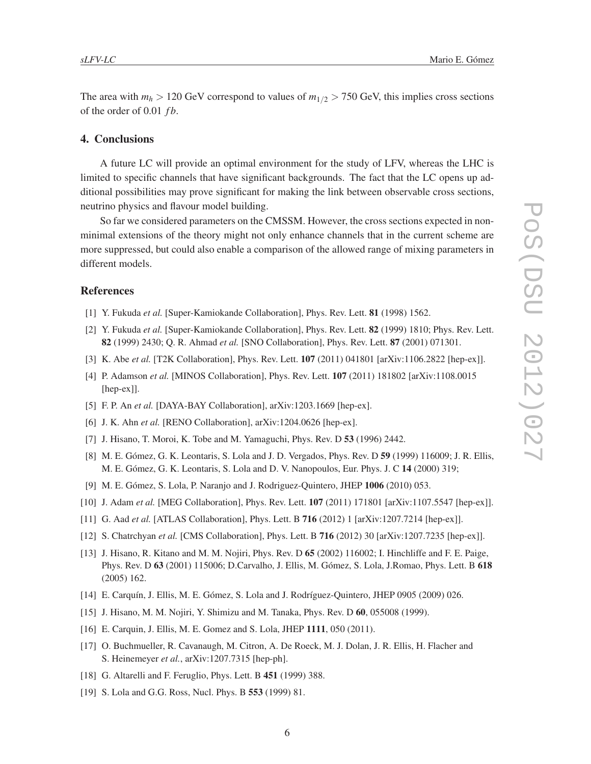The area with $m_h > 120$ GeV correspond to values of $m_{1/2} > 750$ GeV, this implies cross sections of the order of 0.01 $fb$.

## 4. Conclusions

A future LC will provide an optimal environment for the study of LFV, whereas the LHC is limited to specific channels that have significant backgrounds. The fact that the LC opens up additional possibilities may prove significant for making the link between observable cross sections, neutrino physics and flavour model building.

So far we considered parameters on the CMSSM. However, the cross sections expected in non-minimal extensions of the theory might not only enhance channels that in the current scheme are more suppressed, but could also enable a comparison of the allowed range of mixing parameters in different models.

## References

[1] Y. Fukuda *et al.* [Super-Kamiokande Collaboration], Phys. Rev. Lett. **81** (1998) 1562.

[2] Y. Fukuda *et al.* [Super-Kamiokande Collaboration], Phys. Rev. Lett. **82** (1999) 1810; Phys. Rev. Lett. **82** (1999) 2430; Q. R. Ahmad *et al.* [SNO Collaboration], Phys. Rev. Lett. **87** (2001) 071301.

[3] K. Abe *et al.* [T2K Collaboration], Phys. Rev. Lett. **107** (2011) 041801 [arXiv:1106.2822 [hep-ex]].

[4] P. Adamson *et al.* [MINOS Collaboration], Phys. Rev. Lett. **107** (2011) 181802 [arXiv:1108.0015 [hep-ex]].

[5] F. P. An *et al.* [DAYA-BAY Collaboration], arXiv:1203.1669 [hep-ex].

[6] J. K. Ahn *et al.* [RENO Collaboration], arXiv:1204.0626 [hep-ex].

[7] J. Hisano, T. Moroi, K. Tobe and M. Yamaguchi, Phys. Rev. D **53** (1996) 2442.

[8] M. E. Gómez, G. K. Leontaris, S. Lola and J. D. Vergados, Phys. Rev. D **59** (1999) 116009; J. R. Ellis, M. E. Gómez, G. K. Leontaris, S. Lola and D. V. Nanopoulos, Eur. Phys. J. C **14** (2000) 319;

[9] M. E. Gómez, S. Lola, P. Naranjo and J. Rodriguez-Quintero, JHEP **1006** (2010) 053.

[10] J. Adam *et al.* [MEG Collaboration], Phys. Rev. Lett. **107** (2011) 171801 [arXiv:1107.5547 [hep-ex]].

[11] G. Aad *et al.* [ATLAS Collaboration], Phys. Lett. B **716** (2012) 1 [arXiv:1207.7214 [hep-ex]].

[12] S. Chatrchyan *et al.* [CMS Collaboration], Phys. Lett. B **716** (2012) 30 [arXiv:1207.7235 [hep-ex]].

[13] J. Hisano, R. Kitano and M. M. Nojiri, Phys. Rev. D **65** (2002) 116002; I. Hinchliffe and F. E. Paige, Phys. Rev. D **63** (2001) 115006; D.Carvalho, J. Ellis, M. Gómez, S. Lola, J.Romao, Phys. Lett. B **618** (2005) 162.

[14] E. Carquín, J. Ellis, M. E. Gómez, S. Lola and J. Rodríguez-Quintero, JHEP 0905 (2009) 026.

[15] J. Hisano, M. M. Nojiri, Y. Shimizu and M. Tanaka, Phys. Rev. D **60**, 055008 (1999).

[16] E. Carquin, J. Ellis, M. E. Gomez and S. Lola, JHEP **1111**, 050 (2011).

[17] O. Buchmueller, R. Cavanaugh, M. Citron, A. De Roeck, M. J. Dolan, J. R. Ellis, H. Flacher and S. Heinemeyer *et al.*, arXiv:1207.7315 [hep-ph].

[18] G. Altarelli and F. Feruglio, Phys. Lett. B **451** (1999) 388.

[19] S. Lola and G.G. Ross, Nucl. Phys. B **553** (1999) 81.